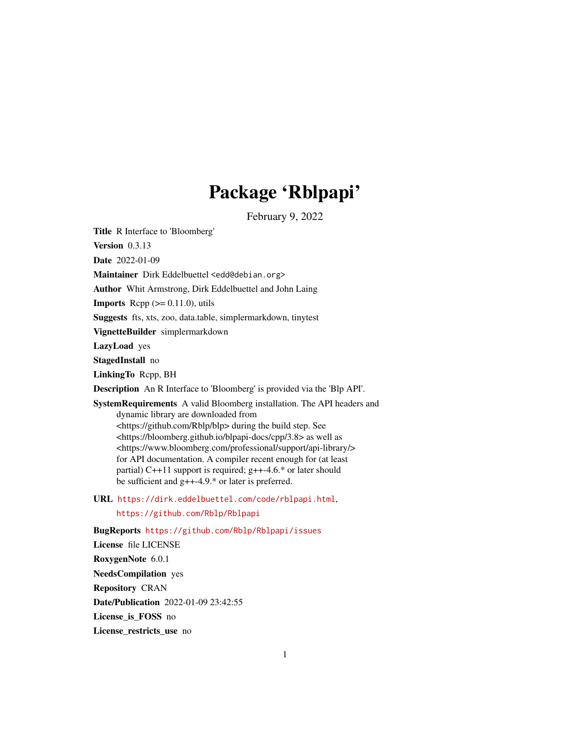# Package 'Rblpapi'

February 9, 2022

**Title** R Interface to 'Bloomberg'

**Version** 0.3.13

**Date** 2022-01-09

**Maintainer** Dirk Eddelbuettel <edd@debian.org>

**Author** Whit Armstrong, Dirk Eddelbuettel and John Laing

**Imports** Rcpp (>= 0.11.0), utils

**Suggests** fts, xts, zoo, data.table, simplermarkdown, tinytest

**VignetteBuilder** simplermarkdown

**LazyLoad** yes

**StagedInstall** no

**LinkingTo** Rcpp, BH

**Description** An R Interface to 'Bloomberg' is provided via the 'Blp API'.

**SystemRequirements** A valid Bloomberg installation. The API headers and dynamic library are downloaded from <https://github.com/Rblp/blp> during the build step. See <https://bloomberg.github.io/blpapi-docs/cpp/3.8> as well as <https://www.bloomberg.com/professional/support/api-library/> for API documentation. A compiler recent enough for (at least partial) C++11 support is required; g++-4.6.* or later should be sufficient and g++-4.9.* or later is preferred.

**URL** https://dirk.eddelbuettel.com/code/rblpapi.html, https://github.com/Rblp/Rblpapi

**BugReports** https://github.com/Rblp/Rblpapi/issues

**License** file LICENSE

**RoxygenNote** 6.0.1

**NeedsCompilation** yes

**Repository** CRAN

**Date/Publication** 2022-01-09 23:42:55

**License_is_FOSS** no

**License_restricts_use** no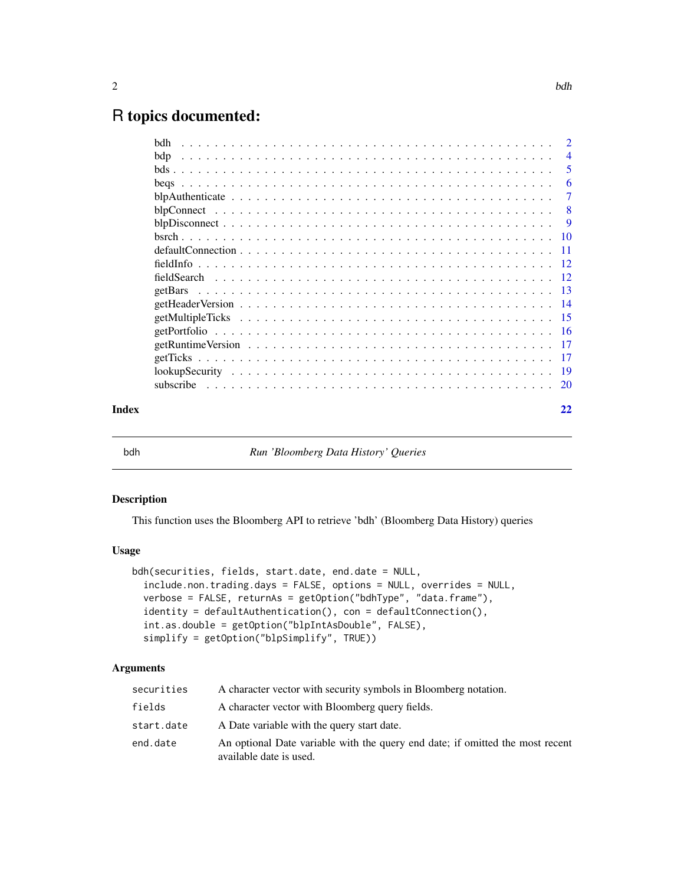# R topics documented:

| | |
|---|---|
| bdh | 2 |
| bdp | 4 |
| bds | 5 |
| beqs | 6 |
| blpAuthenticate | 7 |
| blpConnect | 8 |
| blpDisconnect | 9 |
| bsrch | 10 |
| defaultConnection | 11 |
| fieldInfo | 12 |
| fieldSearch | 12 |
| getBars | 13 |
| getHeaderVersion | 14 |
| getMultipleTicks | 15 |
| getPortfolio | 16 |
| getRuntimeVersion | 17 |
| getTicks | 17 |
| lookupSecurity | 19 |
| subscribe | 20 |

**Index** **22**

---

## bdh — *Run 'Bloomberg Data History' Queries*

---

### Description

This function uses the Bloomberg API to retrieve 'bdh' (Bloomberg Data History) queries

### Usage

```
bdh(securities, fields, start.date, end.date = NULL,
  include.non.trading.days = FALSE, options = NULL, overrides = NULL,
  verbose = FALSE, returnAs = getOption("bdhType", "data.frame"),
  identity = defaultAuthentication(), con = defaultConnection(),
  int.as.double = getOption("blpIntAsDouble", FALSE),
  simplify = getOption("blpSimplify", TRUE))
```

### Arguments

| | |
|---|---|
| `securities` | A character vector with security symbols in Bloomberg notation. |
| `fields` | A character vector with Bloomberg query fields. |
| `start.date` | A Date variable with the query start date. |
| `end.date` | An optional Date variable with the query end date; if omitted the most recent available date is used. |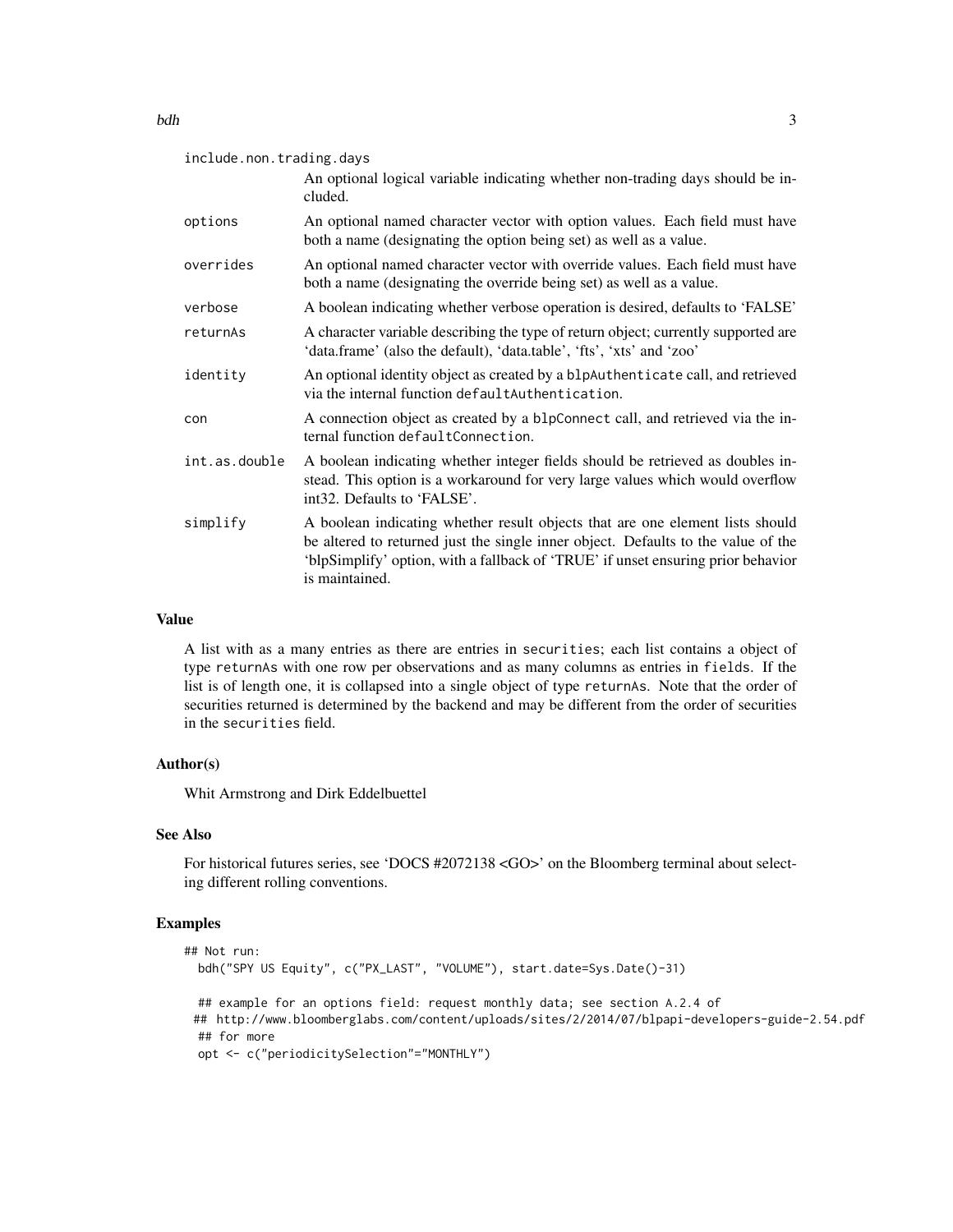| | |
|---|---|
| include.non.trading.days | An optional logical variable indicating whether non-trading days should be included. |
| options | An optional named character vector with option values. Each field must have both a name (designating the option being set) as well as a value. |
| overrides | An optional named character vector with override values. Each field must have both a name (designating the override being set) as well as a value. |
| verbose | A boolean indicating whether verbose operation is desired, defaults to 'FALSE' |
| returnAs | A character variable describing the type of return object; currently supported are 'data.frame' (also the default), 'data.table', 'fts', 'xts' and 'zoo' |
| identity | An optional identity object as created by a `blpAuthenticate` call, and retrieved via the internal function `defaultAuthentication`. |
| con | A connection object as created by a `blpConnect` call, and retrieved via the internal function `defaultConnection`. |
| int.as.double | A boolean indicating whether integer fields should be retrieved as doubles instead. This option is a workaround for very large values which would overflow int32. Defaults to 'FALSE'. |
| simplify | A boolean indicating whether result objects that are one element lists should be altered to returned just the single inner object. Defaults to the value of the 'blpSimplify' option, with a fallback of 'TRUE' if unset ensuring prior behavior is maintained. |

## Value

A list with as a many entries as there are entries in `securities`; each list contains a object of type `returnAs` with one row per observations and as many columns as entries in `fields`. If the list is of length one, it is collapsed into a single object of type `returnAs`. Note that the order of securities returned is determined by the backend and may be different from the order of securities in the `securities` field.

## Author(s)

Whit Armstrong and Dirk Eddelbuettel

## See Also

For historical futures series, see 'DOCS #2072138 <GO>' on the Bloomberg terminal about selecting different rolling conventions.

## Examples

```
## Not run:
  bdh("SPY US Equity", c("PX_LAST", "VOLUME"), start.date=Sys.Date()-31)

  ## example for an options field: request monthly data; see section A.2.4 of
 ## http://www.bloomberglabs.com/content/uploads/sites/2/2014/07/blpapi-developers-guide-2.54.pdf
  ## for more
  opt <- c("periodicitySelection"="MONTHLY")
```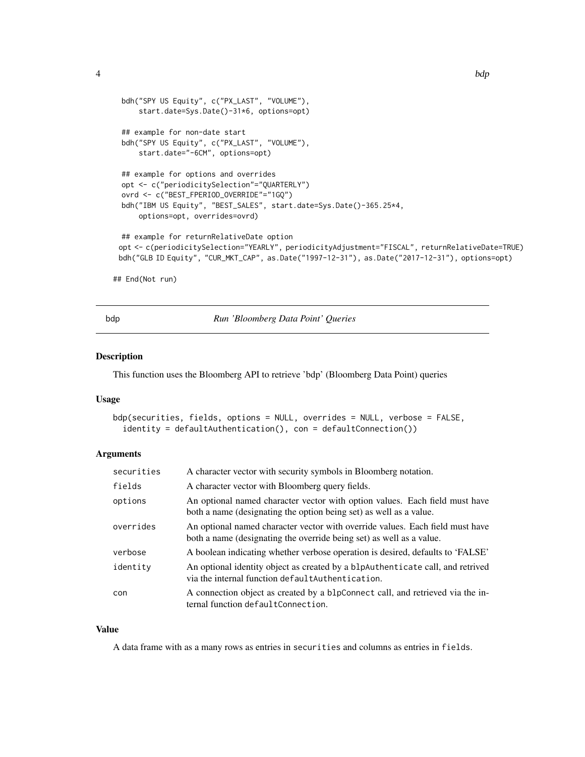```
 bdh("SPY US Equity", c("PX_LAST", "VOLUME"),
     start.date=Sys.Date()-31*6, options=opt)

 ## example for non-date start
 bdh("SPY US Equity", c("PX_LAST", "VOLUME"),
     start.date="-6CM", options=opt)

 ## example for options and overrides
 opt <- c("periodicitySelection"="QUARTERLY")
 ovrd <- c("BEST_FPERIOD_OVERRIDE"="1GQ")
 bdh("IBM US Equity", "BEST_SALES", start.date=Sys.Date()-365.25*4,
     options=opt, overrides=ovrd)

 ## example for returnRelativeDate option
 opt <- c(periodicitySelection="YEARLY", periodicityAdjustment="FISCAL", returnRelativeDate=TRUE)
 bdh("GLB ID Equity", "CUR_MKT_CAP", as.Date("1997-12-31"), as.Date("2017-12-31"), options=opt)

## End(Not run)
```

## bdp — *Run 'Bloomberg Data Point' Queries*

### Description

This function uses the Bloomberg API to retrieve 'bdp' (Bloomberg Data Point) queries

### Usage

```
bdp(securities, fields, options = NULL, overrides = NULL, verbose = FALSE,
  identity = defaultAuthentication(), con = defaultConnection())
```

### Arguments

| | |
|---|---|
| `securities` | A character vector with security symbols in Bloomberg notation. |
| `fields` | A character vector with Bloomberg query fields. |
| `options` | An optional named character vector with option values. Each field must have both a name (designating the option being set) as well as a value. |
| `overrides` | An optional named character vector with override values. Each field must have both a name (designating the override being set) as well as a value. |
| `verbose` | A boolean indicating whether verbose operation is desired, defaults to 'FALSE' |
| `identity` | An optional identity object as created by a `blpAuthenticate` call, and retrived via the internal function `defaultAuthentication`. |
| `con` | A connection object as created by a `blpConnect` call, and retrieved via the internal function `defaultConnection`. |

### Value

A data frame with as a many rows as entries in `securities` and columns as entries in `fields`.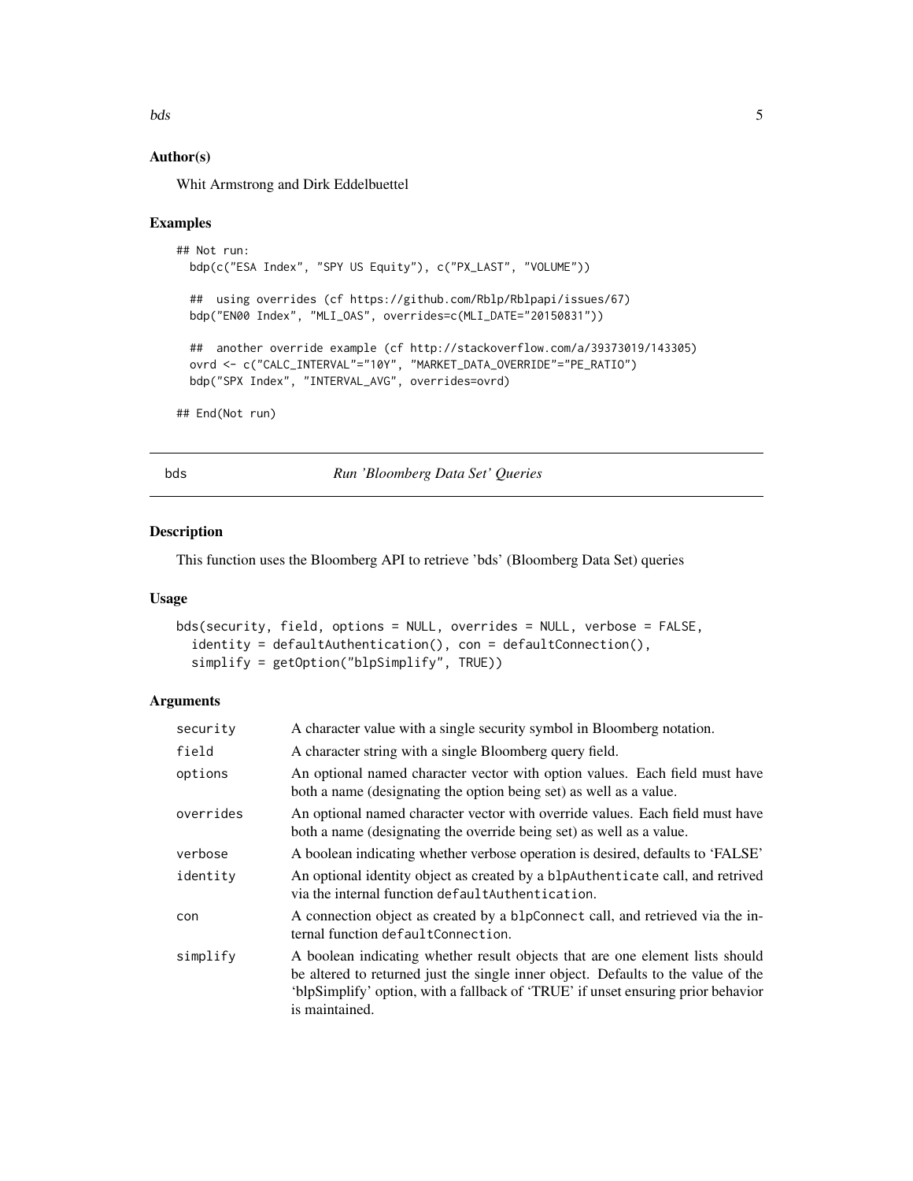## Author(s)

Whit Armstrong and Dirk Eddelbuettel

## Examples

```
## Not run:
  bdp(c("ESA Index", "SPY US Equity"), c("PX_LAST", "VOLUME"))

  ##  using overrides (cf https://github.com/Rblp/Rblpapi/issues/67)
  bdp("EN00 Index", "MLI_OAS", overrides=c(MLI_DATE="20150831"))

  ##  another override example (cf http://stackoverflow.com/a/39373019/143305)
  ovrd <- c("CALC_INTERVAL"="10Y", "MARKET_DATA_OVERRIDE"="PE_RATIO")
  bdp("SPX Index", "INTERVAL_AVG", overrides=ovrd)

## End(Not run)
```

---

# bds — *Run 'Bloomberg Data Set' Queries*

## Description

This function uses the Bloomberg API to retrieve 'bds' (Bloomberg Data Set) queries

## Usage

```
bds(security, field, options = NULL, overrides = NULL, verbose = FALSE,
  identity = defaultAuthentication(), con = defaultConnection(),
  simplify = getOption("blpSimplify", TRUE))
```

## Arguments

| | |
|---|---|
| `security` | A character value with a single security symbol in Bloomberg notation. |
| `field` | A character string with a single Bloomberg query field. |
| `options` | An optional named character vector with option values. Each field must have both a name (designating the option being set) as well as a value. |
| `overrides` | An optional named character vector with override values. Each field must have both a name (designating the override being set) as well as a value. |
| `verbose` | A boolean indicating whether verbose operation is desired, defaults to 'FALSE' |
| `identity` | An optional identity object as created by a `blpAuthenticate` call, and retrived via the internal function `defaultAuthentication`. |
| `con` | A connection object as created by a `blpConnect` call, and retrieved via the internal function `defaultConnection`. |
| `simplify` | A boolean indicating whether result objects that are one element lists should be altered to returned just the single inner object. Defaults to the value of the 'blpSimplify' option, with a fallback of 'TRUE' if unset ensuring prior behavior is maintained. |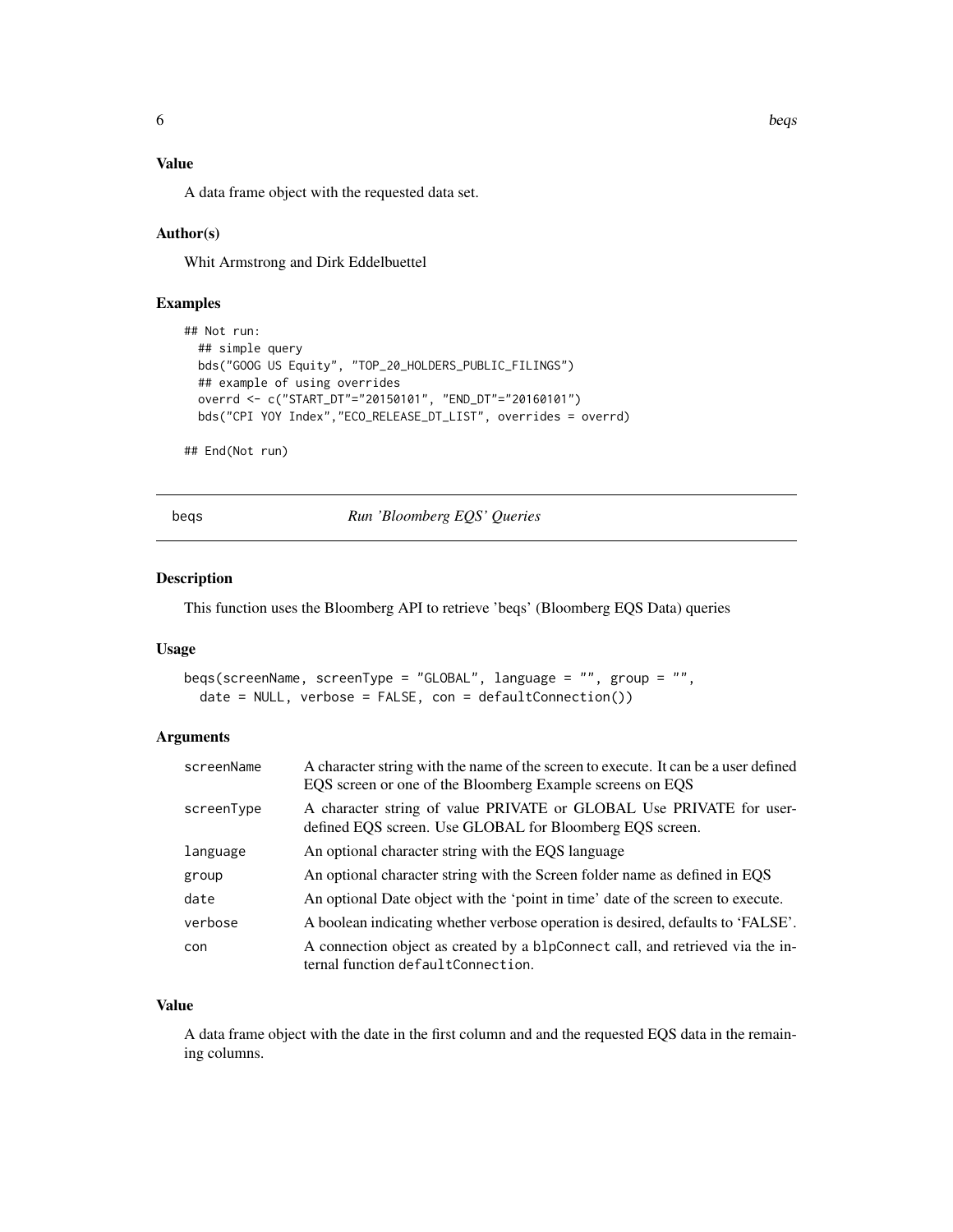### Value

A data frame object with the requested data set.

### Author(s)

Whit Armstrong and Dirk Eddelbuettel

### Examples

```
## Not run:
  ## simple query
  bds("GOOG US Equity", "TOP_20_HOLDERS_PUBLIC_FILINGS")
  ## example of using overrides
  overrd <- c("START_DT"="20150101", "END_DT"="20160101")
  bds("CPI YOY Index","ECO_RELEASE_DT_LIST", overrides = overrd)

## End(Not run)
```

---

## beqs — *Run 'Bloomberg EQS' Queries*

### Description

This function uses the Bloomberg API to retrieve 'beqs' (Bloomberg EQS Data) queries

### Usage

```
beqs(screenName, screenType = "GLOBAL", language = "", group = "",
  date = NULL, verbose = FALSE, con = defaultConnection())
```

### Arguments

| | |
|---|---|
| `screenName` | A character string with the name of the screen to execute. It can be a user defined EQS screen or one of the Bloomberg Example screens on EQS |
| `screenType` | A character string of value PRIVATE or GLOBAL Use PRIVATE for user-defined EQS screen. Use GLOBAL for Bloomberg EQS screen. |
| `language` | An optional character string with the EQS language |
| `group` | An optional character string with the Screen folder name as defined in EQS |
| `date` | An optional Date object with the 'point in time' date of the screen to execute. |
| `verbose` | A boolean indicating whether verbose operation is desired, defaults to 'FALSE'. |
| `con` | A connection object as created by a `blpConnect` call, and retrieved via the internal function `defaultConnection`. |

### Value

A data frame object with the date in the first column and and the requested EQS data in the remaining columns.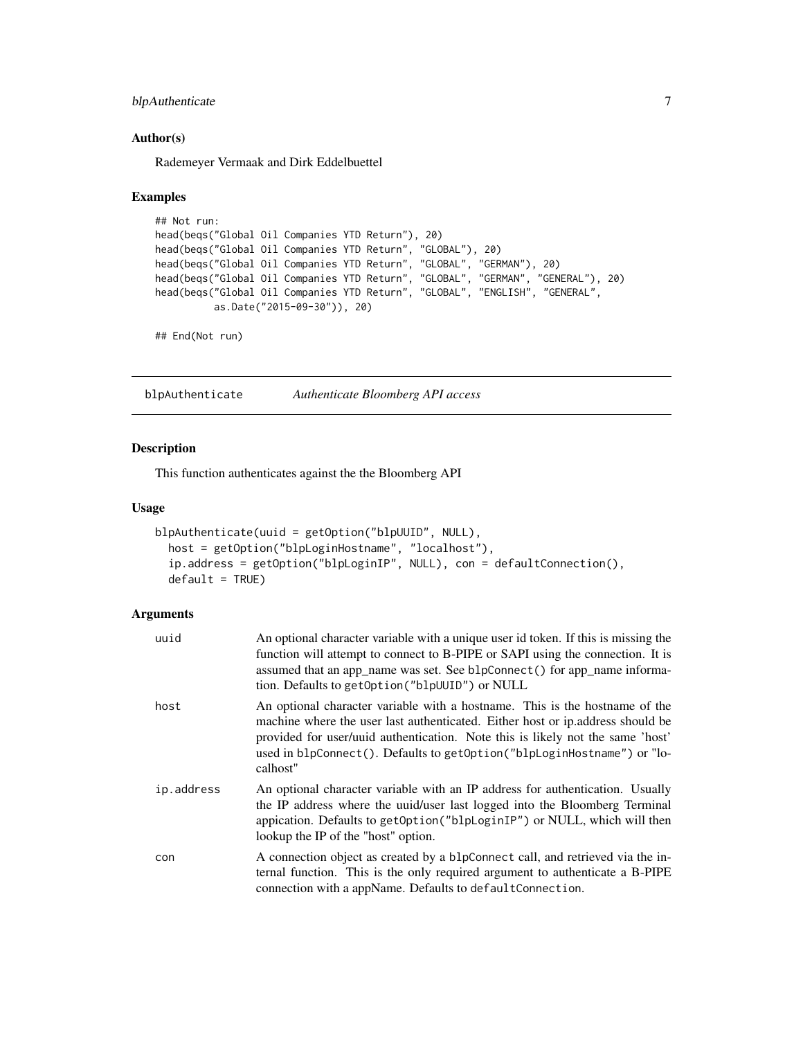### Author(s)

Rademeyer Vermaak and Dirk Eddelbuettel

### Examples

```
## Not run:
head(beqs("Global Oil Companies YTD Return"), 20)
head(beqs("Global Oil Companies YTD Return", "GLOBAL"), 20)
head(beqs("Global Oil Companies YTD Return", "GLOBAL", "GERMAN"), 20)
head(beqs("Global Oil Companies YTD Return", "GLOBAL", "GERMAN", "GENERAL"), 20)
head(beqs("Global Oil Companies YTD Return", "GLOBAL", "ENGLISH", "GENERAL",
          as.Date("2015-09-30")), 20)

## End(Not run)
```

## blpAuthenticate *Authenticate Bloomberg API access*

### Description

This function authenticates against the the Bloomberg API

### Usage

```
blpAuthenticate(uuid = getOption("blpUUID", NULL),
  host = getOption("blpLoginHostname", "localhost"),
  ip.address = getOption("blpLoginIP", NULL), con = defaultConnection(),
  default = TRUE)
```

### Arguments

| | |
|---|---|
| uuid | An optional character variable with a unique user id token. If this is missing the function will attempt to connect to B-PIPE or SAPI using the connection. It is assumed that an app_name was set. See `blpConnect()` for app_name information. Defaults to `getOption("blpUUID")` or NULL |
| host | An optional character variable with a hostname. This is the hostname of the machine where the user last authenticated. Either host or ip.address should be provided for user/uuid authentication. Note this is likely not the same 'host' used in `blpConnect()`. Defaults to `getOption("blpLoginHostname")` or "localhost" |
| ip.address | An optional character variable with an IP address for authentication. Usually the IP address where the uuid/user last logged into the Bloomberg Terminal appication. Defaults to `getOption("blpLoginIP")` or NULL, which will then lookup the IP of the "host" option. |
| con | A connection object as created by a `blpConnect` call, and retrieved via the internal function. This is the only required argument to authenticate a B-PIPE connection with a appName. Defaults to `defaultConnection`. |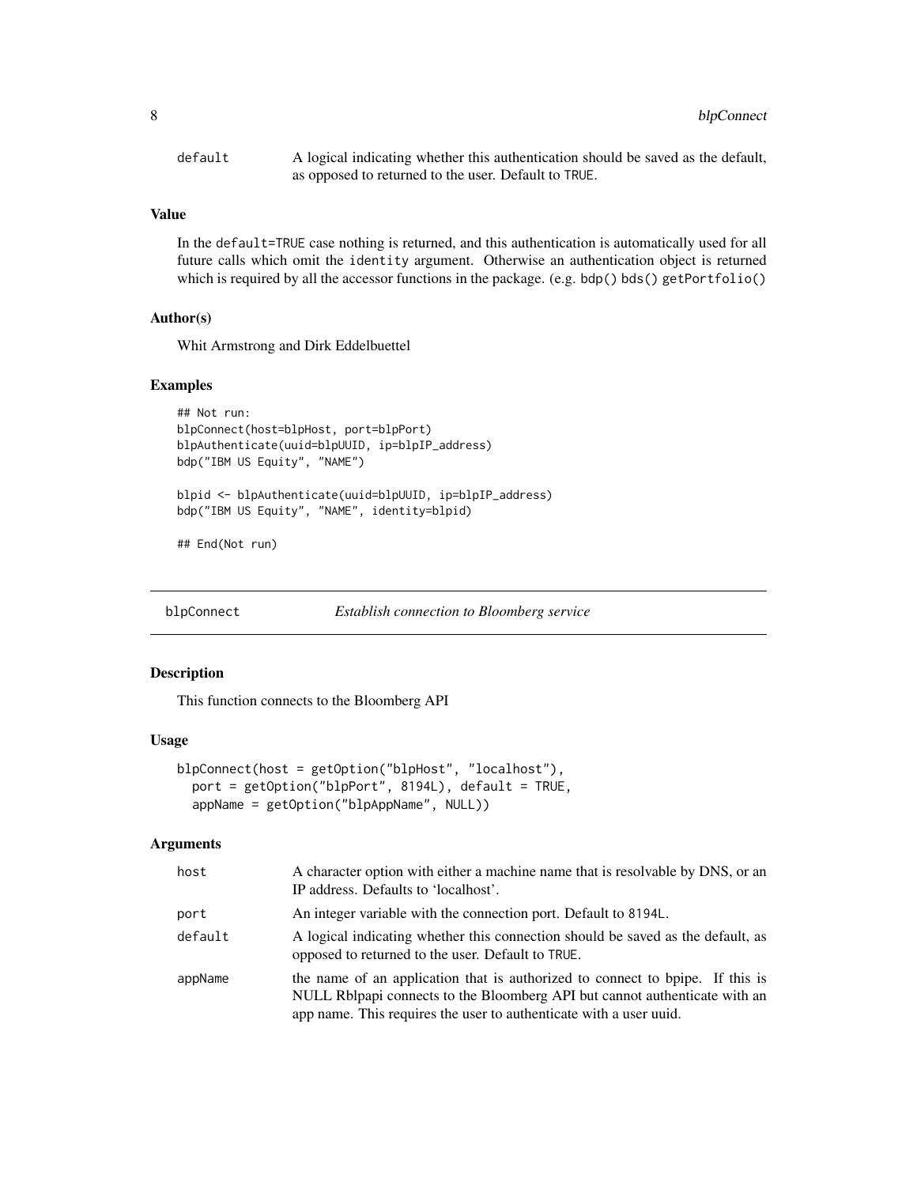| | |
|---|---|
| default | A logical indicating whether this authentication should be saved as the default, as opposed to returned to the user. Default to TRUE. |

### Value

In the default=TRUE case nothing is returned, and this authentication is automatically used for all future calls which omit the identity argument. Otherwise an authentication object is returned which is required by all the accessor functions in the package. (e.g. bdp() bds() getPortfolio()

### Author(s)

Whit Armstrong and Dirk Eddelbuettel

### Examples

```
## Not run:
blpConnect(host=blpHost, port=blpPort)
blpAuthenticate(uuid=blpUUID, ip=blpIP_address)
bdp("IBM US Equity", "NAME")

blpid <- blpAuthenticate(uuid=blpUUID, ip=blpIP_address)
bdp("IBM US Equity", "NAME", identity=blpid)

## End(Not run)
```

---

## blpConnect — *Establish connection to Bloomberg service*

---

### Description

This function connects to the Bloomberg API

### Usage

```
blpConnect(host = getOption("blpHost", "localhost"),
  port = getOption("blpPort", 8194L), default = TRUE,
  appName = getOption("blpAppName", NULL))
```

### Arguments

| | |
|---|---|
| host | A character option with either a machine name that is resolvable by DNS, or an IP address. Defaults to 'localhost'. |
| port | An integer variable with the connection port. Default to 8194L. |
| default | A logical indicating whether this connection should be saved as the default, as opposed to returned to the user. Default to TRUE. |
| appName | the name of an application that is authorized to connect to bpipe. If this is NULL Rblpapi connects to the Bloomberg API but cannot authenticate with an app name. This requires the user to authenticate with a user uuid. |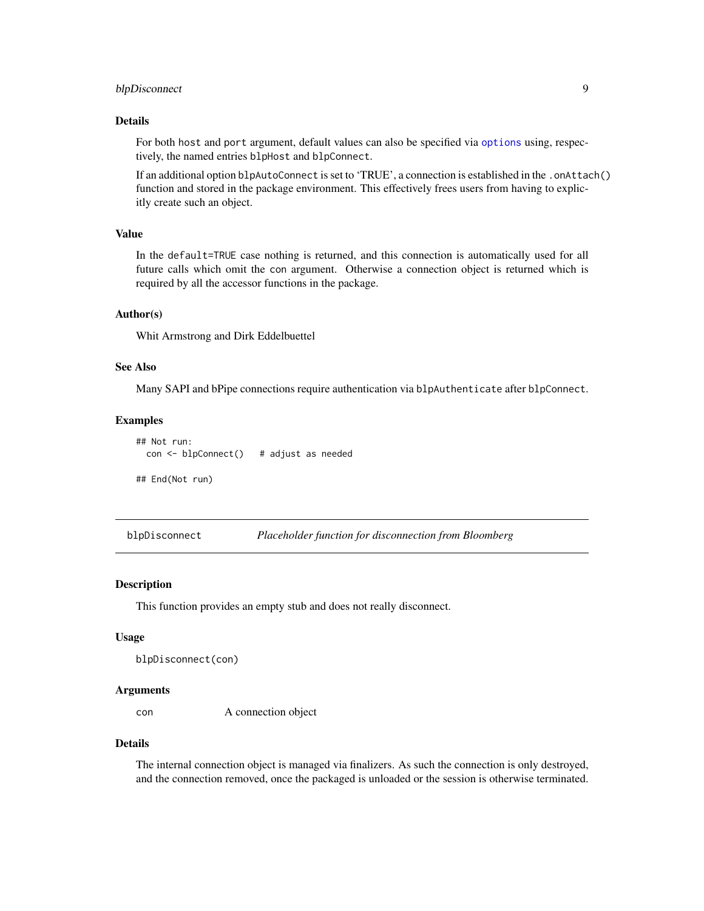### Details

For both `host` and `port` argument, default values can also be specified via `options` using, respectively, the named entries `blpHost` and `blpConnect`.

If an additional option `blpAutoConnect` is set to 'TRUE', a connection is established in the `.onAttach()` function and stored in the package environment. This effectively frees users from having to explicitly create such an object.

### Value

In the `default=TRUE` case nothing is returned, and this connection is automatically used for all future calls which omit the `con` argument. Otherwise a connection object is returned which is required by all the accessor functions in the package.

### Author(s)

Whit Armstrong and Dirk Eddelbuettel

### See Also

Many SAPI and bPipe connections require authentication via `blpAuthenticate` after `blpConnect`.

### Examples

```
## Not run:
  con <- blpConnect()   # adjust as needed

## End(Not run)
```

---

## blpDisconnect — *Placeholder function for disconnection from Bloomberg*

### Description

This function provides an empty stub and does not really disconnect.

### Usage

```
blpDisconnect(con)
```

### Arguments

| | |
|---|---|
| `con` | A connection object |

### Details

The internal connection object is managed via finalizers. As such the connection is only destroyed, and the connection removed, once the packaged is unloaded or the session is otherwise terminated.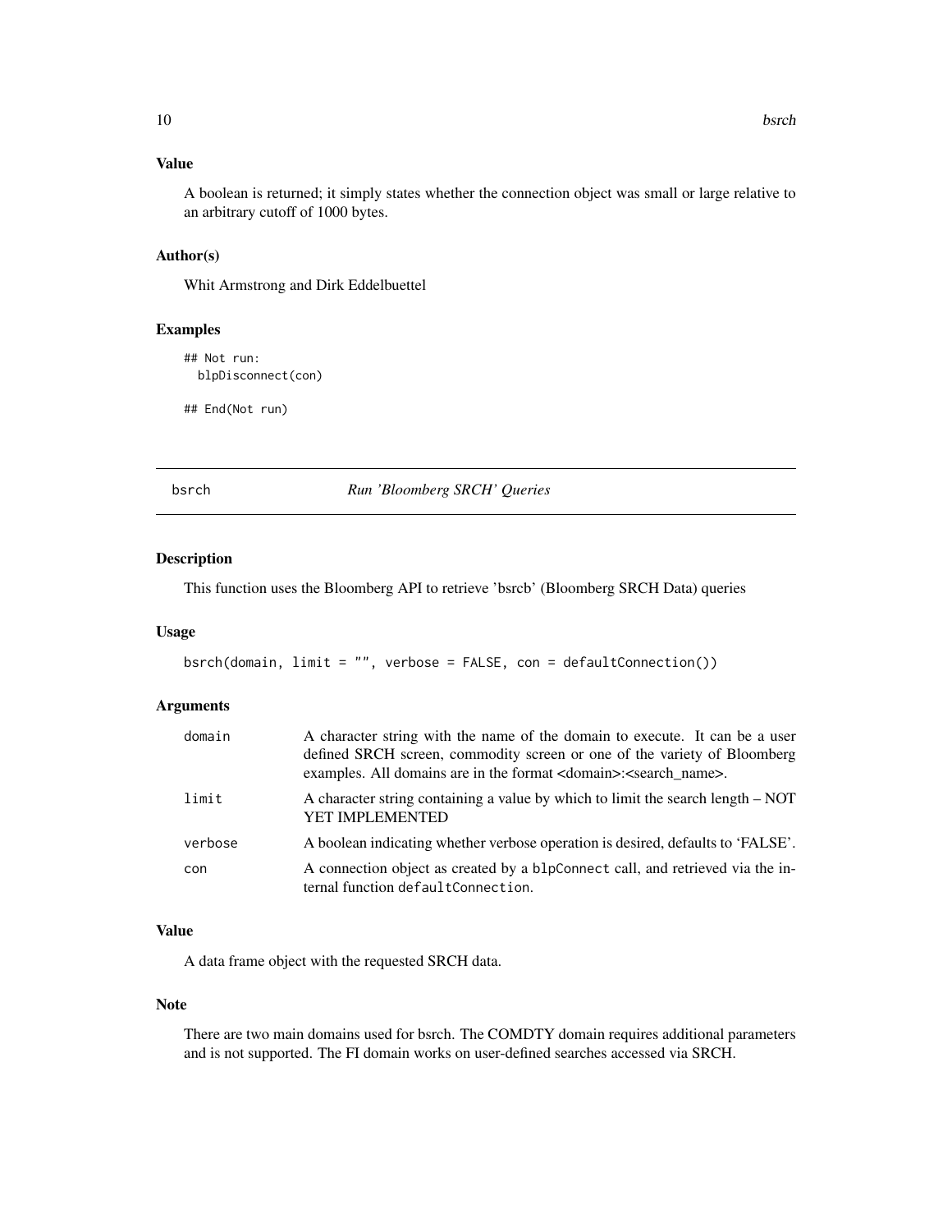## Value

A boolean is returned; it simply states whether the connection object was small or large relative to an arbitrary cutoff of 1000 bytes.

## Author(s)

Whit Armstrong and Dirk Eddelbuettel

## Examples

```
## Not run:
  blpDisconnect(con)

## End(Not run)
```

---

# bsrch — *Run 'Bloomberg SRCH' Queries*

---

## Description

This function uses the Bloomberg API to retrieve 'bsrcb' (Bloomberg SRCH Data) queries

## Usage

```
bsrch(domain, limit = "", verbose = FALSE, con = defaultConnection())
```

## Arguments

| | |
|---|---|
| domain | A character string with the name of the domain to execute. It can be a user defined SRCH screen, commodity screen or one of the variety of Bloomberg examples. All domains are in the format <domain>:<search_name>. |
| limit | A character string containing a value by which to limit the search length – NOT YET IMPLEMENTED |
| verbose | A boolean indicating whether verbose operation is desired, defaults to 'FALSE'. |
| con | A connection object as created by a `blpConnect` call, and retrieved via the internal function `defaultConnection`. |

## Value

A data frame object with the requested SRCH data.

## Note

There are two main domains used for bsrch. The COMDTY domain requires additional parameters and is not supported. The FI domain works on user-defined searches accessed via SRCH.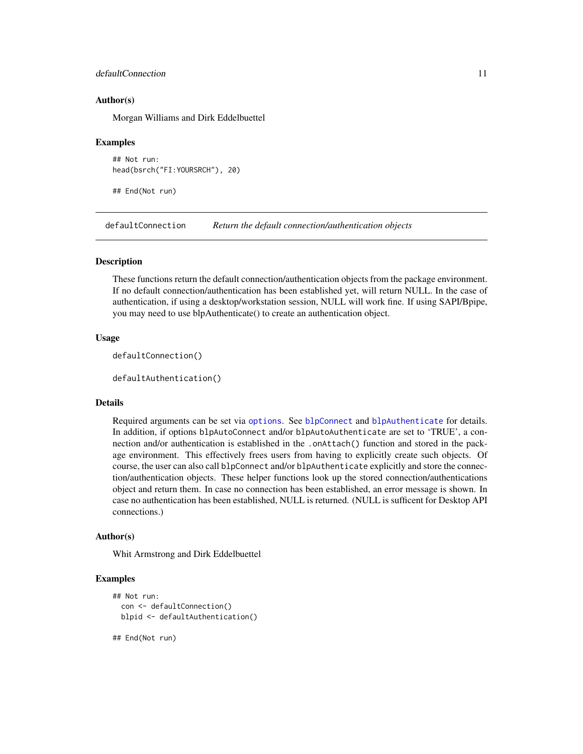### Author(s)

Morgan Williams and Dirk Eddelbuettel

### Examples

```
## Not run:
head(bsrch("FI:YOURSRCH"), 20)

## End(Not run)
```

---

## defaultConnection — *Return the default connection/authentication objects*

### Description

These functions return the default connection/authentication objects from the package environment. If no default connection/authentication has been established yet, will return NULL. In the case of authentication, if using a desktop/workstation session, NULL will work fine. If using SAPI/Bpipe, you may need to use blpAuthenticate() to create an authentication object.

### Usage

```
defaultConnection()

defaultAuthentication()
```

### Details

Required arguments can be set via `options`. See `blpConnect` and `blpAuthenticate` for details. In addition, if options `blpAutoConnect` and/or `blpAutoAuthenticate` are set to 'TRUE', a connection and/or authentication is established in the `.onAttach()` function and stored in the package environment. This effectively frees users from having to explicitly create such objects. Of course, the user can also call `blpConnect` and/or `blpAuthenticate` explicitly and store the connection/authentication objects. These helper functions look up the stored connection/authentications object and return them. In case no connection has been established, an error message is shown. In case no authentication has been established, NULL is returned. (NULL is sufficent for Desktop API connections.)

### Author(s)

Whit Armstrong and Dirk Eddelbuettel

### Examples

```
## Not run:
  con <- defaultConnection()
  blpid <- defaultAuthentication()

## End(Not run)
```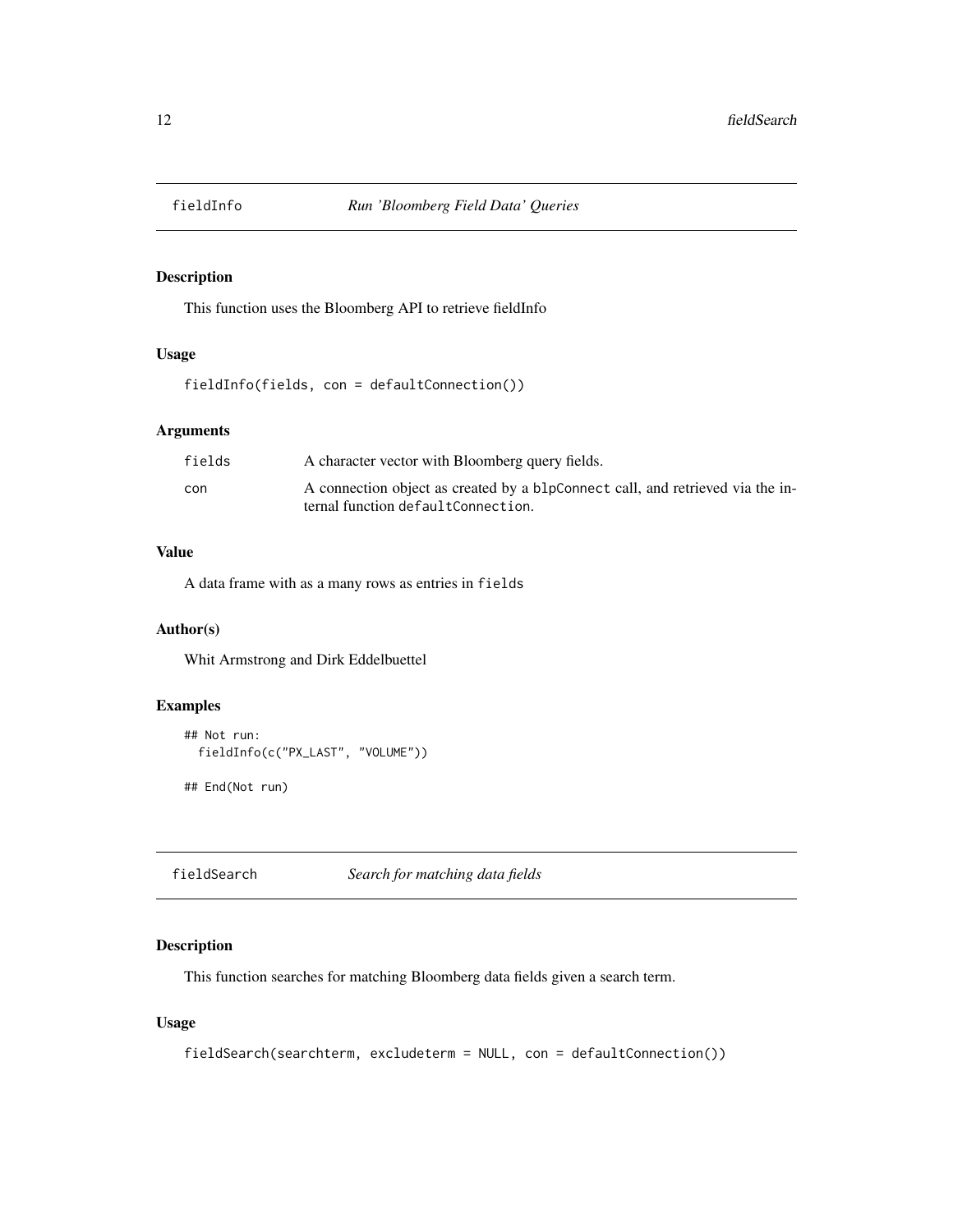## fieldInfo *Run 'Bloomberg Field Data' Queries*

### Description

This function uses the Bloomberg API to retrieve fieldInfo

### Usage

```
fieldInfo(fields, con = defaultConnection())
```

### Arguments

| | |
|---|---|
| fields | A character vector with Bloomberg query fields. |
| con | A connection object as created by a blpConnect call, and retrieved via the internal function defaultConnection. |

### Value

A data frame with as a many rows as entries in fields

### Author(s)

Whit Armstrong and Dirk Eddelbuettel

### Examples

```
## Not run:
  fieldInfo(c("PX_LAST", "VOLUME"))

## End(Not run)
```

## fieldSearch *Search for matching data fields*

### Description

This function searches for matching Bloomberg data fields given a search term.

### Usage

```
fieldSearch(searchterm, excludeterm = NULL, con = defaultConnection())
```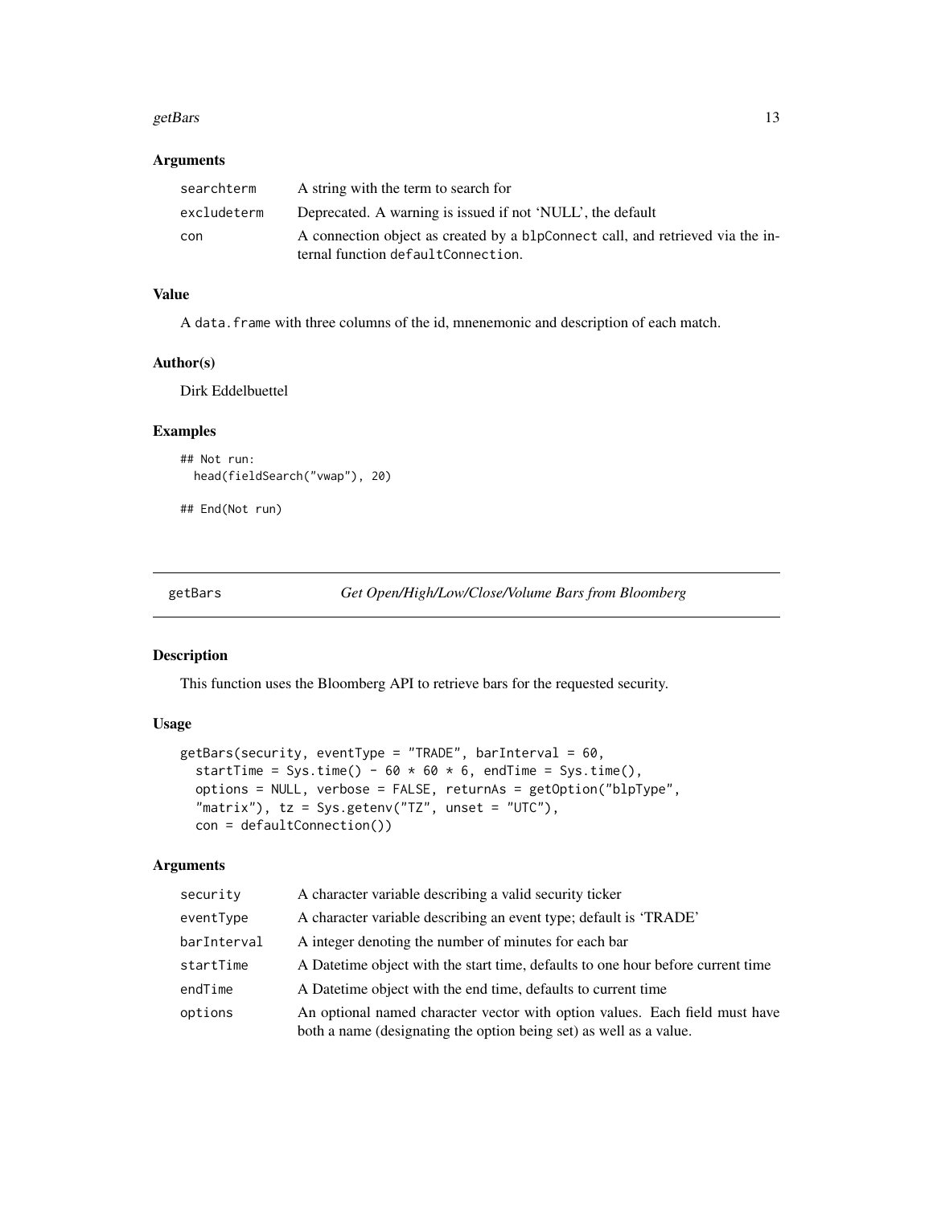## Arguments

| | |
|---|---|
| searchterm | A string with the term to search for |
| excludeterm | Deprecated. A warning is issued if not 'NULL', the default |
| con | A connection object as created by a blpConnect call, and retrieved via the internal function defaultConnection. |

## Value

A data.frame with three columns of the id, mnenemonic and description of each match.

## Author(s)

Dirk Eddelbuettel

## Examples

```
## Not run:
  head(fieldSearch("vwap"), 20)

## End(Not run)
```

---

# getBars *Get Open/High/Low/Close/Volume Bars from Bloomberg*

## Description

This function uses the Bloomberg API to retrieve bars for the requested security.

## Usage

```
getBars(security, eventType = "TRADE", barInterval = 60,
  startTime = Sys.time() - 60 * 60 * 6, endTime = Sys.time(),
  options = NULL, verbose = FALSE, returnAs = getOption("blpType",
  "matrix"), tz = Sys.getenv("TZ", unset = "UTC"),
  con = defaultConnection())
```

## Arguments

| | |
|---|---|
| security | A character variable describing a valid security ticker |
| eventType | A character variable describing an event type; default is 'TRADE' |
| barInterval | A integer denoting the number of minutes for each bar |
| startTime | A Datetime object with the start time, defaults to one hour before current time |
| endTime | A Datetime object with the end time, defaults to current time |
| options | An optional named character vector with option values. Each field must have both a name (designating the option being set) as well as a value. |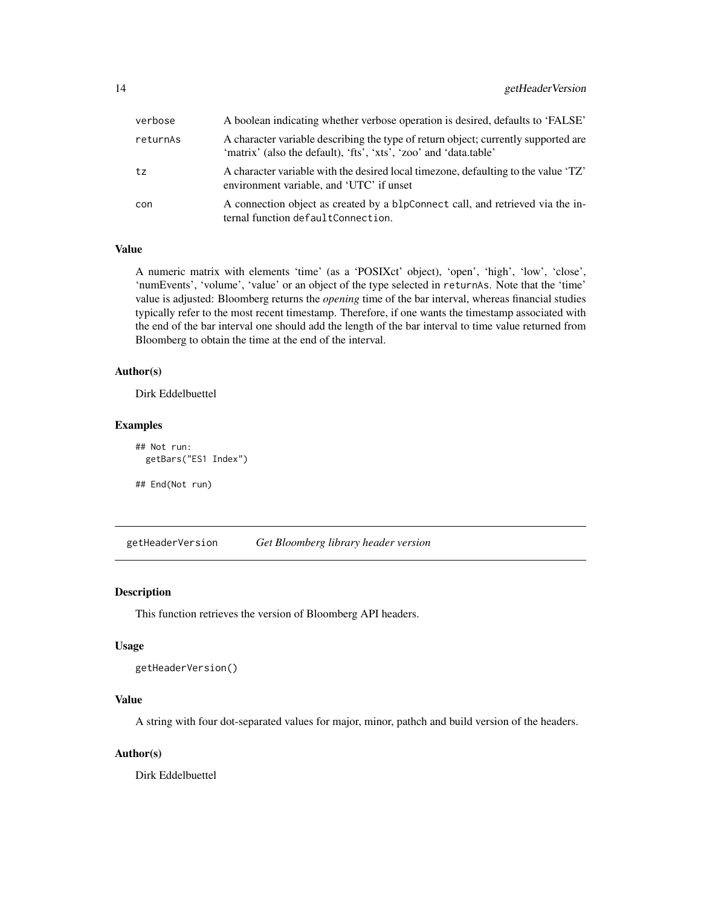| | |
|---|---|
| verbose | A boolean indicating whether verbose operation is desired, defaults to 'FALSE' |
| returnAs | A character variable describing the type of return object; currently supported are 'matrix' (also the default), 'fts', 'xts', 'zoo' and 'data.table' |
| tz | A character variable with the desired local timezone, defaulting to the value 'TZ' environment variable, and 'UTC' if unset |
| con | A connection object as created by a `blpConnect` call, and retrieved via the internal function `defaultConnection`. |

### Value

A numeric matrix with elements 'time' (as a 'POSIXct' object), 'open', 'high', 'low', 'close', 'numEvents', 'volume', 'value' or an object of the type selected in `returnAs`. Note that the 'time' value is adjusted: Bloomberg returns the *opening* time of the bar interval, whereas financial studies typically refer to the most recent timestamp. Therefore, if one wants the timestamp associated with the end of the bar interval one should add the length of the bar interval to time value returned from Bloomberg to obtain the time at the end of the interval.

### Author(s)

Dirk Eddelbuettel

### Examples

```
## Not run:
  getBars("ES1 Index")

## End(Not run)
```

---

## getHeaderVersion *Get Bloomberg library header version*

### Description

This function retrieves the version of Bloomberg API headers.

### Usage

```
getHeaderVersion()
```

### Value

A string with four dot-separated values for major, minor, pathch and build version of the headers.

### Author(s)

Dirk Eddelbuettel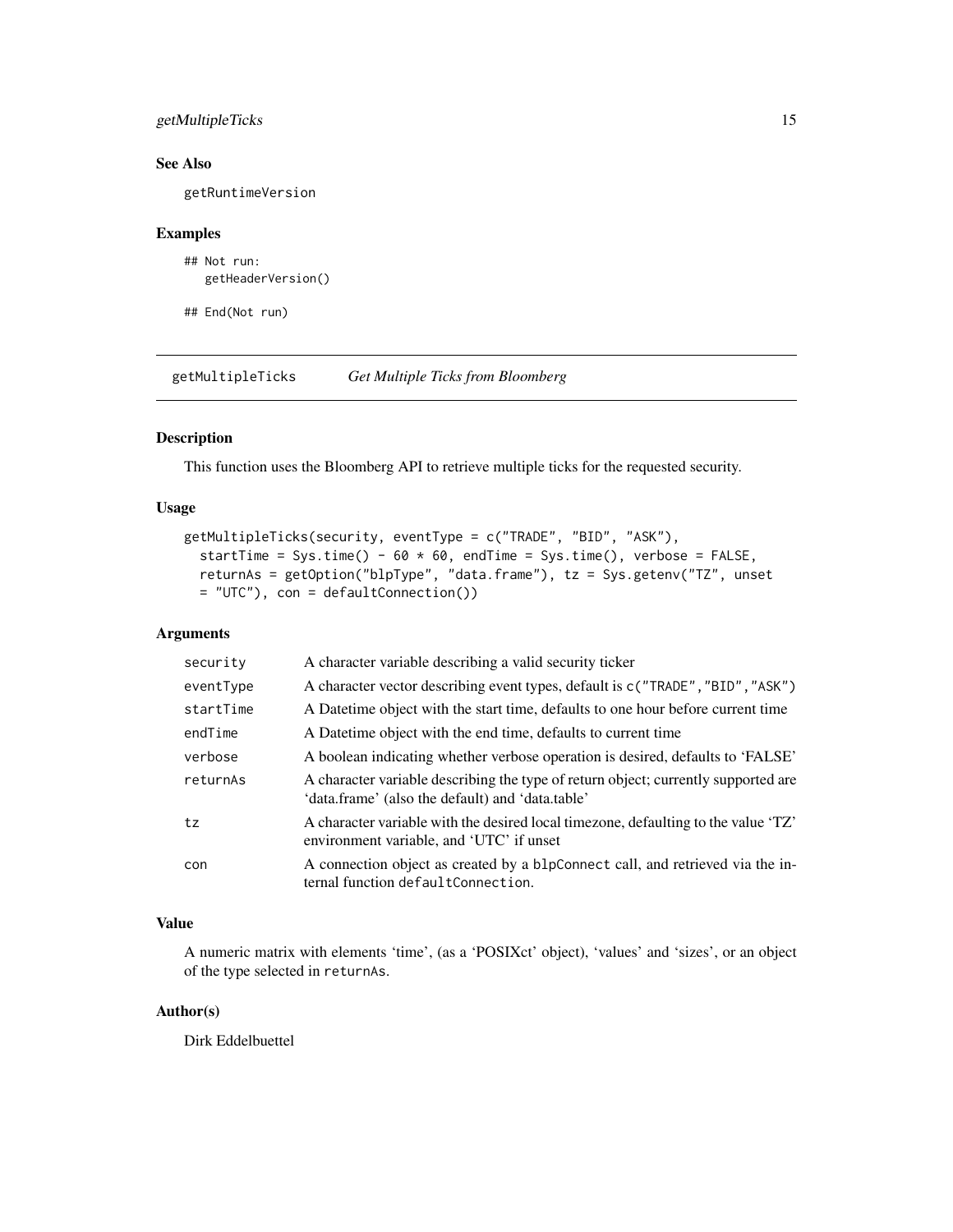### See Also

getRuntimeVersion

### Examples

```
## Not run:
   getHeaderVersion()

## End(Not run)
```

## getMultipleTicks — *Get Multiple Ticks from Bloomberg*

### Description

This function uses the Bloomberg API to retrieve multiple ticks for the requested security.

### Usage

```
getMultipleTicks(security, eventType = c("TRADE", "BID", "ASK"),
  startTime = Sys.time() - 60 * 60, endTime = Sys.time(), verbose = FALSE,
  returnAs = getOption("blpType", "data.frame"), tz = Sys.getenv("TZ", unset
  = "UTC"), con = defaultConnection())
```

### Arguments

| | |
|---|---|
| security | A character variable describing a valid security ticker |
| eventType | A character vector describing event types, default is `c("TRADE","BID","ASK")` |
| startTime | A Datetime object with the start time, defaults to one hour before current time |
| endTime | A Datetime object with the end time, defaults to current time |
| verbose | A boolean indicating whether verbose operation is desired, defaults to 'FALSE' |
| returnAs | A character variable describing the type of return object; currently supported are 'data.frame' (also the default) and 'data.table' |
| tz | A character variable with the desired local timezone, defaulting to the value 'TZ' environment variable, and 'UTC' if unset |
| con | A connection object as created by a `blpConnect` call, and retrieved via the internal function `defaultConnection`. |

### Value

A numeric matrix with elements 'time', (as a 'POSIXct' object), 'values' and 'sizes', or an object of the type selected in `returnAs`.

### Author(s)

Dirk Eddelbuettel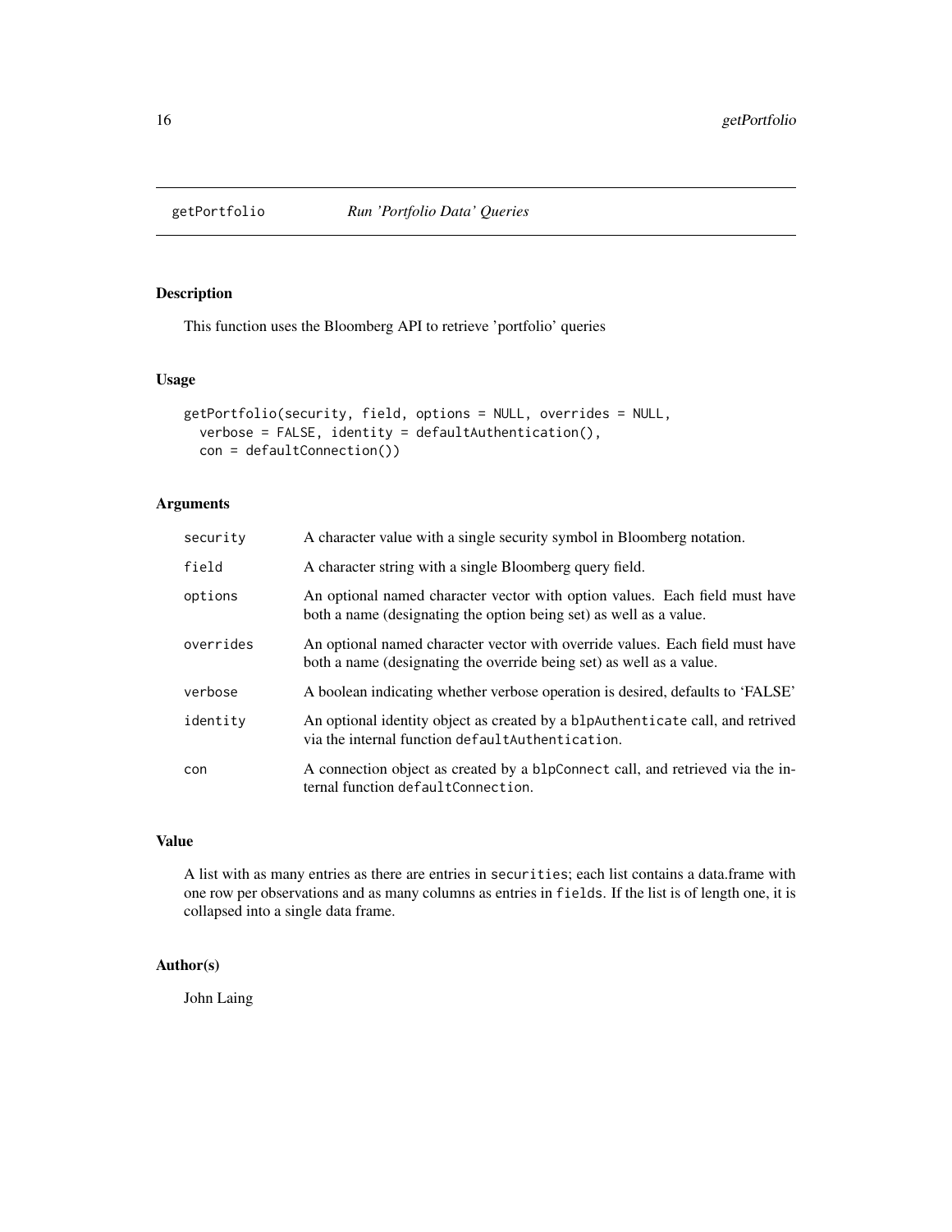# getPortfolio *Run 'Portfolio Data' Queries*

## Description

This function uses the Bloomberg API to retrieve 'portfolio' queries

## Usage

```
getPortfolio(security, field, options = NULL, overrides = NULL,
  verbose = FALSE, identity = defaultAuthentication(),
  con = defaultConnection())
```

## Arguments

| | |
|---|---|
| `security` | A character value with a single security symbol in Bloomberg notation. |
| `field` | A character string with a single Bloomberg query field. |
| `options` | An optional named character vector with option values. Each field must have both a name (designating the option being set) as well as a value. |
| `overrides` | An optional named character vector with override values. Each field must have both a name (designating the override being set) as well as a value. |
| `verbose` | A boolean indicating whether verbose operation is desired, defaults to 'FALSE' |
| `identity` | An optional identity object as created by a `blpAuthenticate` call, and retrived via the internal function `defaultAuthentication`. |
| `con` | A connection object as created by a `blpConnect` call, and retrieved via the internal function `defaultConnection`. |

## Value

A list with as many entries as there are entries in `securities`; each list contains a data.frame with one row per observations and as many columns as entries in `fields`. If the list is of length one, it is collapsed into a single data frame.

## Author(s)

John Laing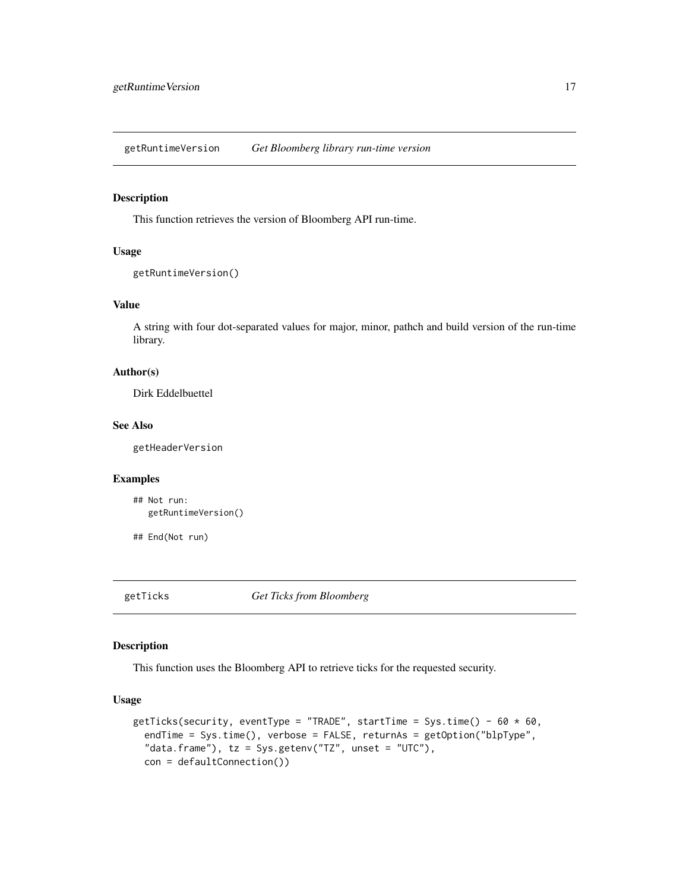## getRuntimeVersion    *Get Bloomberg library run-time version*

### Description

This function retrieves the version of Bloomberg API run-time.

### Usage

```
getRuntimeVersion()
```

### Value

A string with four dot-separated values for major, minor, pathch and build version of the run-time library.

### Author(s)

Dirk Eddelbuettel

### See Also

getHeaderVersion

### Examples

```
## Not run:
   getRuntimeVersion()

## End(Not run)
```

## getTicks    *Get Ticks from Bloomberg*

### Description

This function uses the Bloomberg API to retrieve ticks for the requested security.

### Usage

```
getTicks(security, eventType = "TRADE", startTime = Sys.time() - 60 * 60,
  endTime = Sys.time(), verbose = FALSE, returnAs = getOption("blpType",
  "data.frame"), tz = Sys.getenv("TZ", unset = "UTC"),
  con = defaultConnection())
```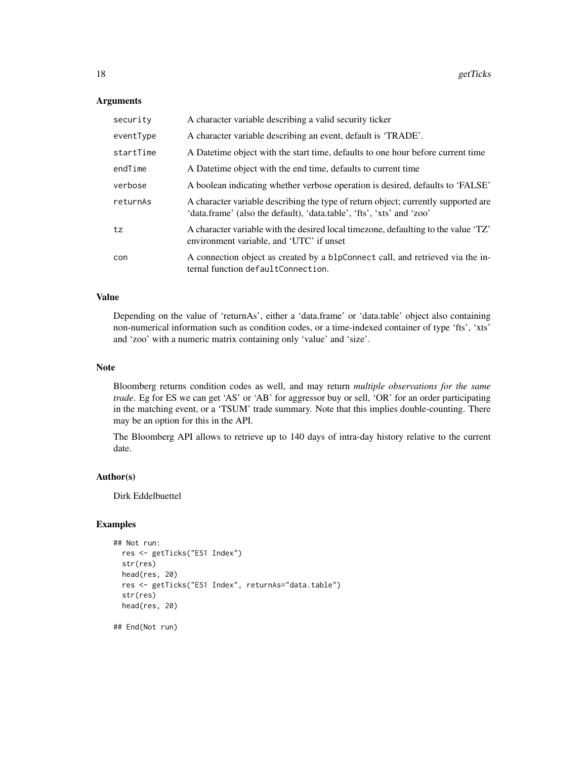## Arguments

| | |
|---|---|
| security | A character variable describing a valid security ticker |
| eventType | A character variable describing an event, default is 'TRADE'. |
| startTime | A Datetime object with the start time, defaults to one hour before current time |
| endTime | A Datetime object with the end time, defaults to current time |
| verbose | A boolean indicating whether verbose operation is desired, defaults to 'FALSE' |
| returnAs | A character variable describing the type of return object; currently supported are 'data.frame' (also the default), 'data.table', 'fts', 'xts' and 'zoo' |
| tz | A character variable with the desired local timezone, defaulting to the value 'TZ' environment variable, and 'UTC' if unset |
| con | A connection object as created by a `blpConnect` call, and retrieved via the internal function `defaultConnection`. |

## Value

Depending on the value of 'returnAs', either a 'data.frame' or 'data.table' object also containing non-numerical information such as condition codes, or a time-indexed container of type 'fts', 'xts' and 'zoo' with a numeric matrix containing only 'value' and 'size'.

## Note

Bloomberg returns condition codes as well, and may return *multiple observations for the same trade*. Eg for ES we can get 'AS' or 'AB' for aggressor buy or sell, 'OR' for an order participating in the matching event, or a 'TSUM' trade summary. Note that this implies double-counting. There may be an option for this in the API.

The Bloomberg API allows to retrieve up to 140 days of intra-day history relative to the current date.

## Author(s)

Dirk Eddelbuettel

## Examples

```
## Not run:
  res <- getTicks("ES1 Index")
  str(res)
  head(res, 20)
  res <- getTicks("ES1 Index", returnAs="data.table")
  str(res)
  head(res, 20)

## End(Not run)
```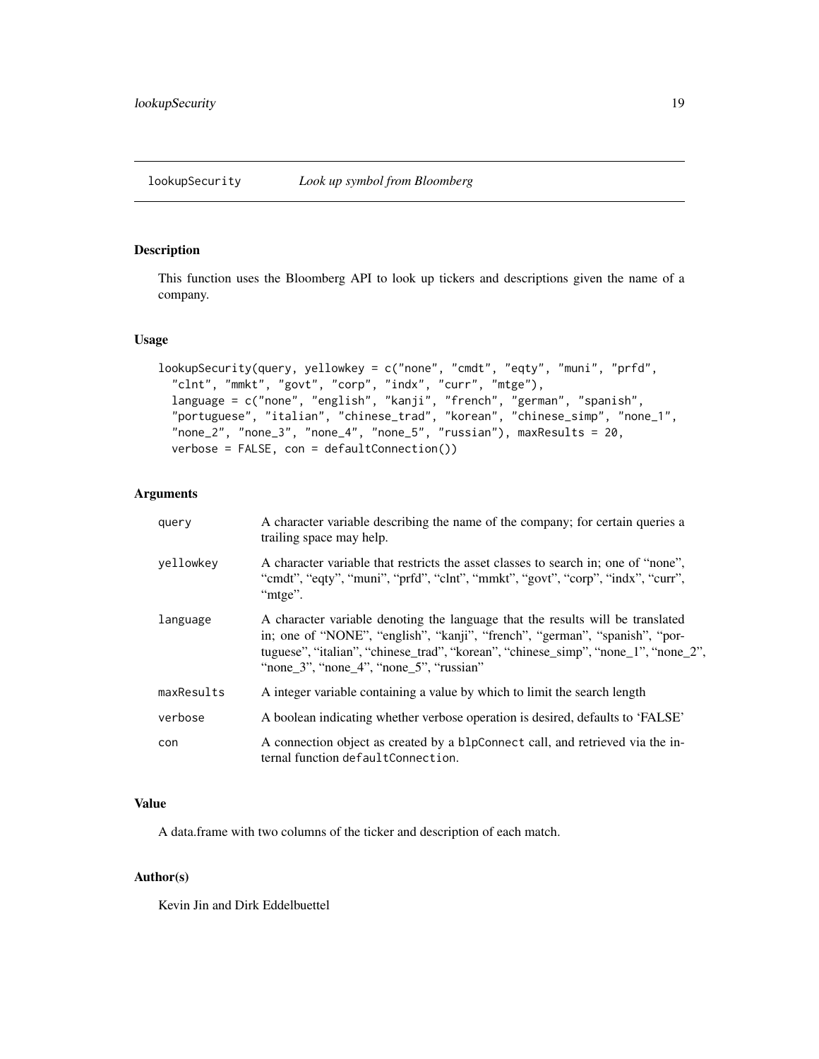## lookupSecurity *Look up symbol from Bloomberg*

### Description

This function uses the Bloomberg API to look up tickers and descriptions given the name of a company.

### Usage

```
lookupSecurity(query, yellowkey = c("none", "cmdt", "eqty", "muni", "prfd",
  "clnt", "mmkt", "govt", "corp", "indx", "curr", "mtge"),
  language = c("none", "english", "kanji", "french", "german", "spanish",
  "portuguese", "italian", "chinese_trad", "korean", "chinese_simp", "none_1",
  "none_2", "none_3", "none_4", "none_5", "russian"), maxResults = 20,
  verbose = FALSE, con = defaultConnection())
```

### Arguments

| | |
|---|---|
| query | A character variable describing the name of the company; for certain queries a trailing space may help. |
| yellowkey | A character variable that restricts the asset classes to search in; one of "none", "cmdt", "eqty", "muni", "prfd", "clnt", "mmkt", "govt", "corp", "indx", "curr", "mtge". |
| language | A character variable denoting the language that the results will be translated in; one of "NONE", "english", "kanji", "french", "german", "spanish", "portuguese", "italian", "chinese_trad", "korean", "chinese_simp", "none_1", "none_2", "none_3", "none_4", "none_5", "russian" |
| maxResults | A integer variable containing a value by which to limit the search length |
| verbose | A boolean indicating whether verbose operation is desired, defaults to 'FALSE' |
| con | A connection object as created by a `blpConnect` call, and retrieved via the internal function `defaultConnection`. |

### Value

A data.frame with two columns of the ticker and description of each match.

### Author(s)

Kevin Jin and Dirk Eddelbuettel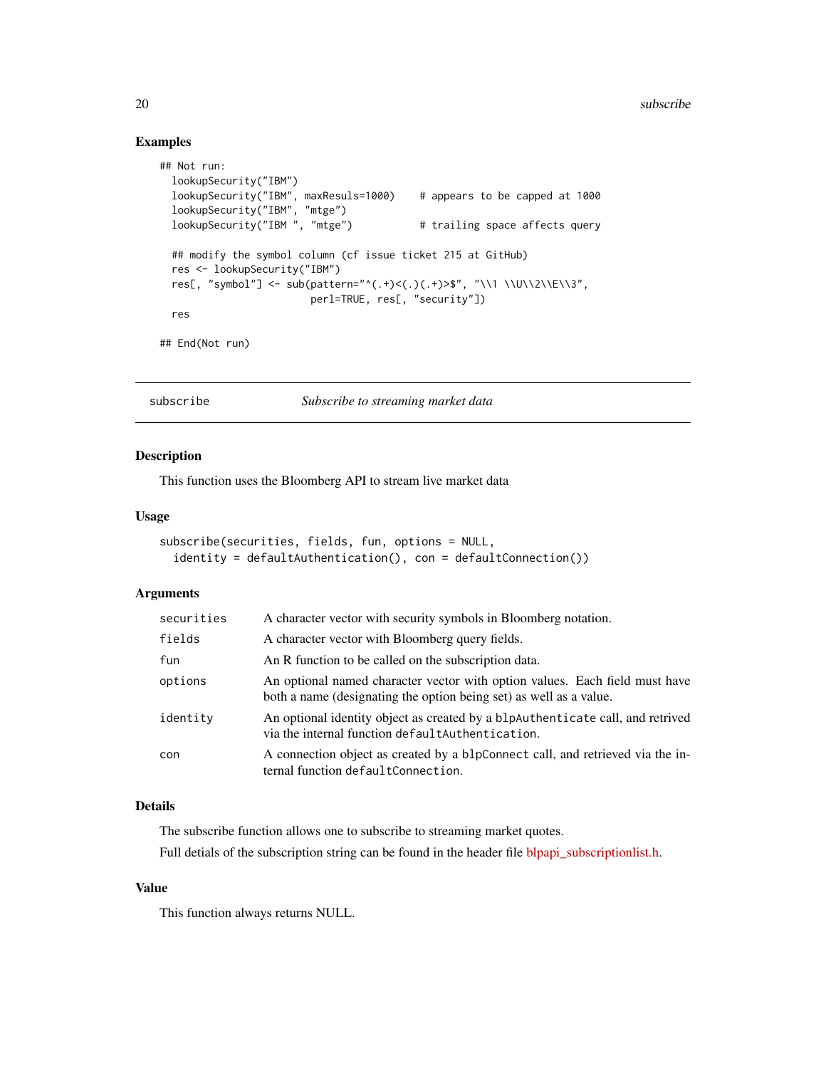### Examples

```
## Not run:
  lookupSecurity("IBM")
  lookupSecurity("IBM", maxResuls=1000)    # appears to be capped at 1000
  lookupSecurity("IBM", "mtge")
  lookupSecurity("IBM ", "mtge")           # trailing space affects query

  ## modify the symbol column (cf issue ticket 215 at GitHub)
  res <- lookupSecurity("IBM")
  res[, "symbol"] <- sub(pattern="^(.+)<(.)(.+)>$", "\\1 \\U\\2\\E\\3",
                         perl=TRUE, res[, "security"])
  res

## End(Not run)
```

---

## subscribe — *Subscribe to streaming market data*

---

### Description

This function uses the Bloomberg API to stream live market data

### Usage

```
subscribe(securities, fields, fun, options = NULL,
  identity = defaultAuthentication(), con = defaultConnection())
```

### Arguments

| | |
|---|---|
| `securities` | A character vector with security symbols in Bloomberg notation. |
| `fields` | A character vector with Bloomberg query fields. |
| `fun` | An R function to be called on the subscription data. |
| `options` | An optional named character vector with option values. Each field must have both a name (designating the option being set) as well as a value. |
| `identity` | An optional identity object as created by a `blpAuthenticate` call, and retrived via the internal function `defaultAuthentication`. |
| `con` | A connection object as created by a `blpConnect` call, and retrieved via the internal function `defaultConnection`. |

### Details

The subscribe function allows one to subscribe to streaming market quotes.

Full detials of the subscription string can be found in the header file blpapi_subscriptionlist.h.

### Value

This function always returns NULL.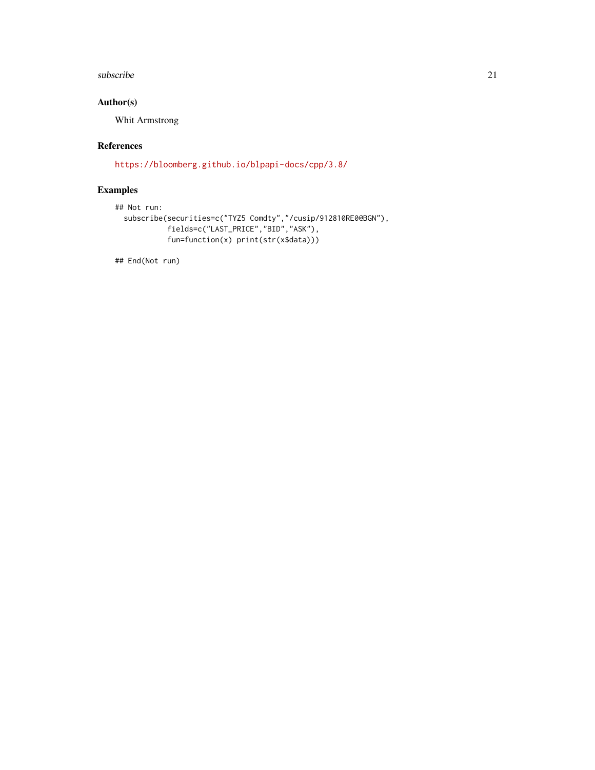## Author(s)

Whit Armstrong

## References

https://bloomberg.github.io/blpapi-docs/cpp/3.8/

## Examples

```
## Not run:
  subscribe(securities=c("TYZ5 Comdty","/cusip/912810RE0@BGN"),
            fields=c("LAST_PRICE","BID","ASK"),
            fun=function(x) print(str(x$data)))

## End(Not run)
```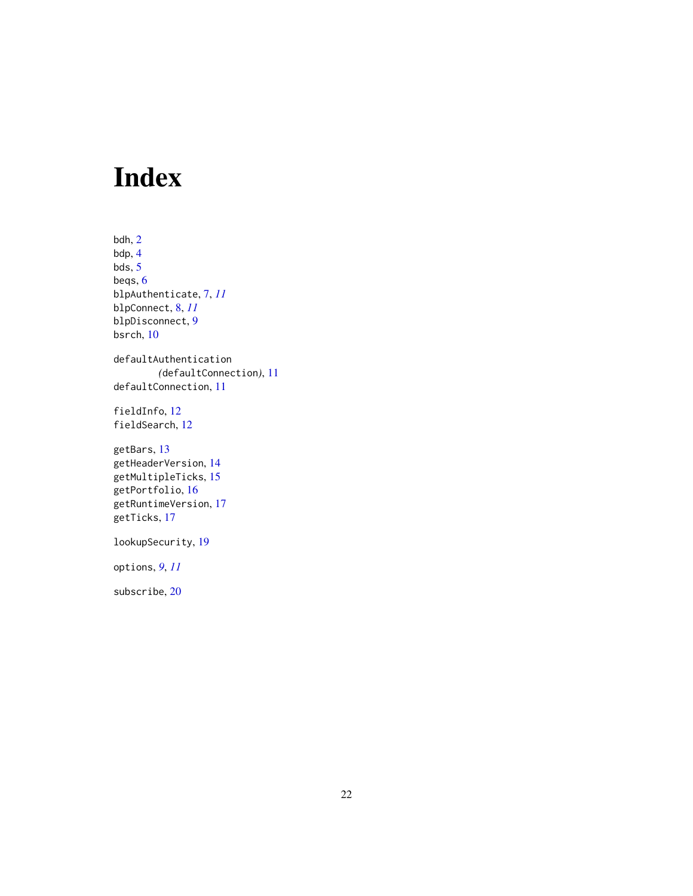# Index

bdh, 2
bdp, 4
bds, 5
beqs, 6
blpAuthenticate, 7, *11*
blpConnect, 8, *11*
blpDisconnect, 9
bsrch, 10

defaultAuthentication
        *(*defaultConnection*)*, 11
defaultConnection, 11

fieldInfo, 12
fieldSearch, 12

getBars, 13
getHeaderVersion, 14
getMultipleTicks, 15
getPortfolio, 16
getRuntimeVersion, 17
getTicks, 17

lookupSecurity, 19

options, *9*, *11*

subscribe, 20